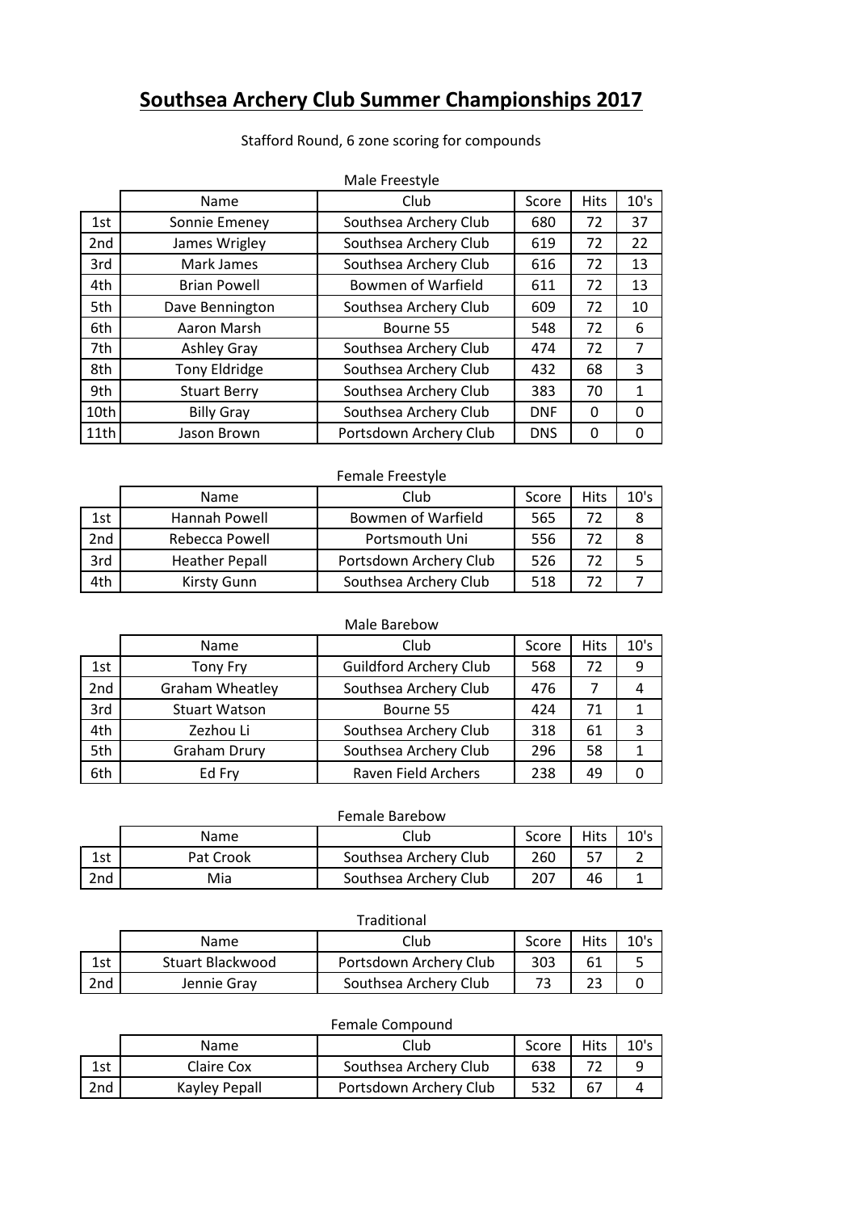# Southsea Archery Club Summer Championships 2017

Stafford Round, 6 zone scoring for compounds

Male Freestyle

| | Name | Club | Score | Hits | 10's |
|---|---|---|---|---|---|
| 1st | Sonnie Emeney | Southsea Archery Club | 680 | 72 | 37 |
| 2nd | James Wrigley | Southsea Archery Club | 619 | 72 | 22 |
| 3rd | Mark James | Southsea Archery Club | 616 | 72 | 13 |
| 4th | Brian Powell | Bowmen of Warfield | 611 | 72 | 13 |
| 5th | Dave Bennington | Southsea Archery Club | 609 | 72 | 10 |
| 6th | Aaron Marsh | Bourne 55 | 548 | 72 | 6 |
| 7th | Ashley Gray | Southsea Archery Club | 474 | 72 | 7 |
| 8th | Tony Eldridge | Southsea Archery Club | 432 | 68 | 3 |
| 9th | Stuart Berry | Southsea Archery Club | 383 | 70 | 1 |
| 10th | Billy Gray | Southsea Archery Club | DNF | 0 | 0 |
| 11th | Jason Brown | Portsdown Archery Club | DNS | 0 | 0 |

Female Freestyle

| | Name | Club | Score | Hits | 10's |
|---|---|---|---|---|---|
| 1st | Hannah Powell | Bowmen of Warfield | 565 | 72 | 8 |
| 2nd | Rebecca Powell | Portsmouth Uni | 556 | 72 | 8 |
| 3rd | Heather Pepall | Portsdown Archery Club | 526 | 72 | 5 |
| 4th | Kirsty Gunn | Southsea Archery Club | 518 | 72 | 7 |

Male Barebow

| | Name | Club | Score | Hits | 10's |
|---|---|---|---|---|---|
| 1st | Tony Fry | Guildford Archery Club | 568 | 72 | 9 |
| 2nd | Graham Wheatley | Southsea Archery Club | 476 | 7 | 4 |
| 3rd | Stuart Watson | Bourne 55 | 424 | 71 | 1 |
| 4th | Zezhou Li | Southsea Archery Club | 318 | 61 | 3 |
| 5th | Graham Drury | Southsea Archery Club | 296 | 58 | 1 |
| 6th | Ed Fry | Raven Field Archers | 238 | 49 | 0 |

Female Barebow

| | Name | Club | Score | Hits | 10's |
|---|---|---|---|---|---|
| 1st | Pat Crook | Southsea Archery Club | 260 | 57 | 2 |
| 2nd | Mia | Southsea Archery Club | 207 | 46 | 1 |

Traditional

| | Name | Club | Score | Hits | 10's |
|---|---|---|---|---|---|
| 1st | Stuart Blackwood | Portsdown Archery Club | 303 | 61 | 5 |
| 2nd | Jennie Gray | Southsea Archery Club | 73 | 23 | 0 |

Female Compound

| | Name | Club | Score | Hits | 10's |
|---|---|---|---|---|---|
| 1st | Claire Cox | Southsea Archery Club | 638 | 72 | 9 |
| 2nd | Kayley Pepall | Portsdown Archery Club | 532 | 67 | 4 |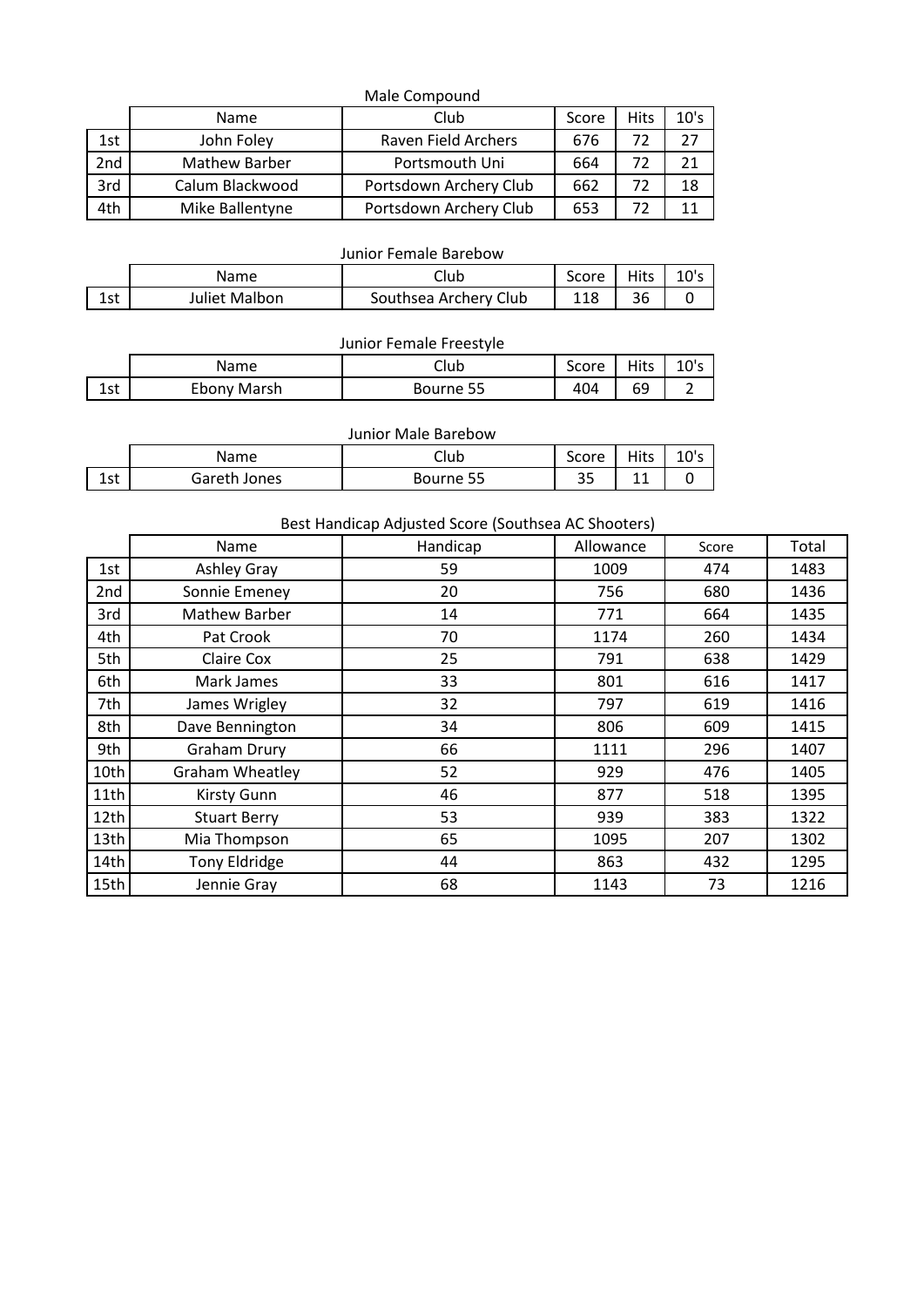Male Compound

| | Name | Club | Score | Hits | 10's |
|---|---|---|---|---|---|
| 1st | John Foley | Raven Field Archers | 676 | 72 | 27 |
| 2nd | Mathew Barber | Portsmouth Uni | 664 | 72 | 21 |
| 3rd | Calum Blackwood | Portsdown Archery Club | 662 | 72 | 18 |
| 4th | Mike Ballentyne | Portsdown Archery Club | 653 | 72 | 11 |

Junior Female Barebow

| | Name | Club | Score | Hits | 10's |
|---|---|---|---|---|---|
| 1st | Juliet Malbon | Southsea Archery Club | 118 | 36 | 0 |

Junior Female Freestyle

| | Name | Club | Score | Hits | 10's |
|---|---|---|---|---|---|
| 1st | Ebony Marsh | Bourne 55 | 404 | 69 | 2 |

Junior Male Barebow

| | Name | Club | Score | Hits | 10's |
|---|---|---|---|---|---|
| 1st | Gareth Jones | Bourne 55 | 35 | 11 | 0 |

Best Handicap Adjusted Score (Southsea AC Shooters)

| | Name | Handicap | Allowance | Score | Total |
|---|---|---|---|---|---|
| 1st | Ashley Gray | 59 | 1009 | 474 | 1483 |
| 2nd | Sonnie Emeney | 20 | 756 | 680 | 1436 |
| 3rd | Mathew Barber | 14 | 771 | 664 | 1435 |
| 4th | Pat Crook | 70 | 1174 | 260 | 1434 |
| 5th | Claire Cox | 25 | 791 | 638 | 1429 |
| 6th | Mark James | 33 | 801 | 616 | 1417 |
| 7th | James Wrigley | 32 | 797 | 619 | 1416 |
| 8th | Dave Bennington | 34 | 806 | 609 | 1415 |
| 9th | Graham Drury | 66 | 1111 | 296 | 1407 |
| 10th | Graham Wheatley | 52 | 929 | 476 | 1405 |
| 11th | Kirsty Gunn | 46 | 877 | 518 | 1395 |
| 12th | Stuart Berry | 53 | 939 | 383 | 1322 |
| 13th | Mia Thompson | 65 | 1095 | 207 | 1302 |
| 14th | Tony Eldridge | 44 | 863 | 432 | 1295 |
| 15th | Jennie Gray | 68 | 1143 | 73 | 1216 |